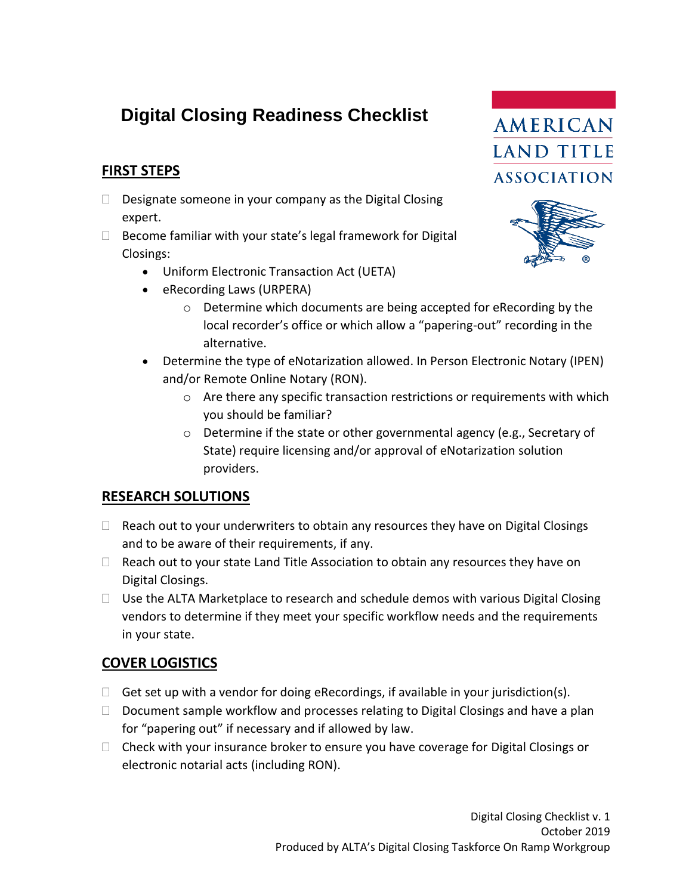# Digital Closing Readiness Checklist

## FIRST STEPS

- [ ] Designate someone in your company as the Digital Closing expert.
- [ ] Become familiar with your state's legal framework for Digital Closings:
  - Uniform Electronic Transaction Act (UETA)
  - eRecording Laws (URPERA)
    - Determine which documents are being accepted for eRecording by the local recorder's office or which allow a "papering-out" recording in the alternative.
  - Determine the type of eNotarization allowed. In Person Electronic Notary (IPEN) and/or Remote Online Notary (RON).
    - Are there any specific transaction restrictions or requirements with which you should be familiar?
    - Determine if the state or other governmental agency (e.g., Secretary of State) require licensing and/or approval of eNotarization solution providers.

## RESEARCH SOLUTIONS

- [ ] Reach out to your underwriters to obtain any resources they have on Digital Closings and to be aware of their requirements, if any.
- [ ] Reach out to your state Land Title Association to obtain any resources they have on Digital Closings.
- [ ] Use the ALTA Marketplace to research and schedule demos with various Digital Closing vendors to determine if they meet your specific workflow needs and the requirements in your state.

## COVER LOGISTICS

- [ ] Get set up with a vendor for doing eRecordings, if available in your jurisdiction(s).
- [ ] Document sample workflow and processes relating to Digital Closings and have a plan for "papering out" if necessary and if allowed by law.
- [ ] Check with your insurance broker to ensure you have coverage for Digital Closings or electronic notarial acts (including RON).

Digital Closing Checklist v. 1
October 2019
Produced by ALTA's Digital Closing Taskforce On Ramp Workgroup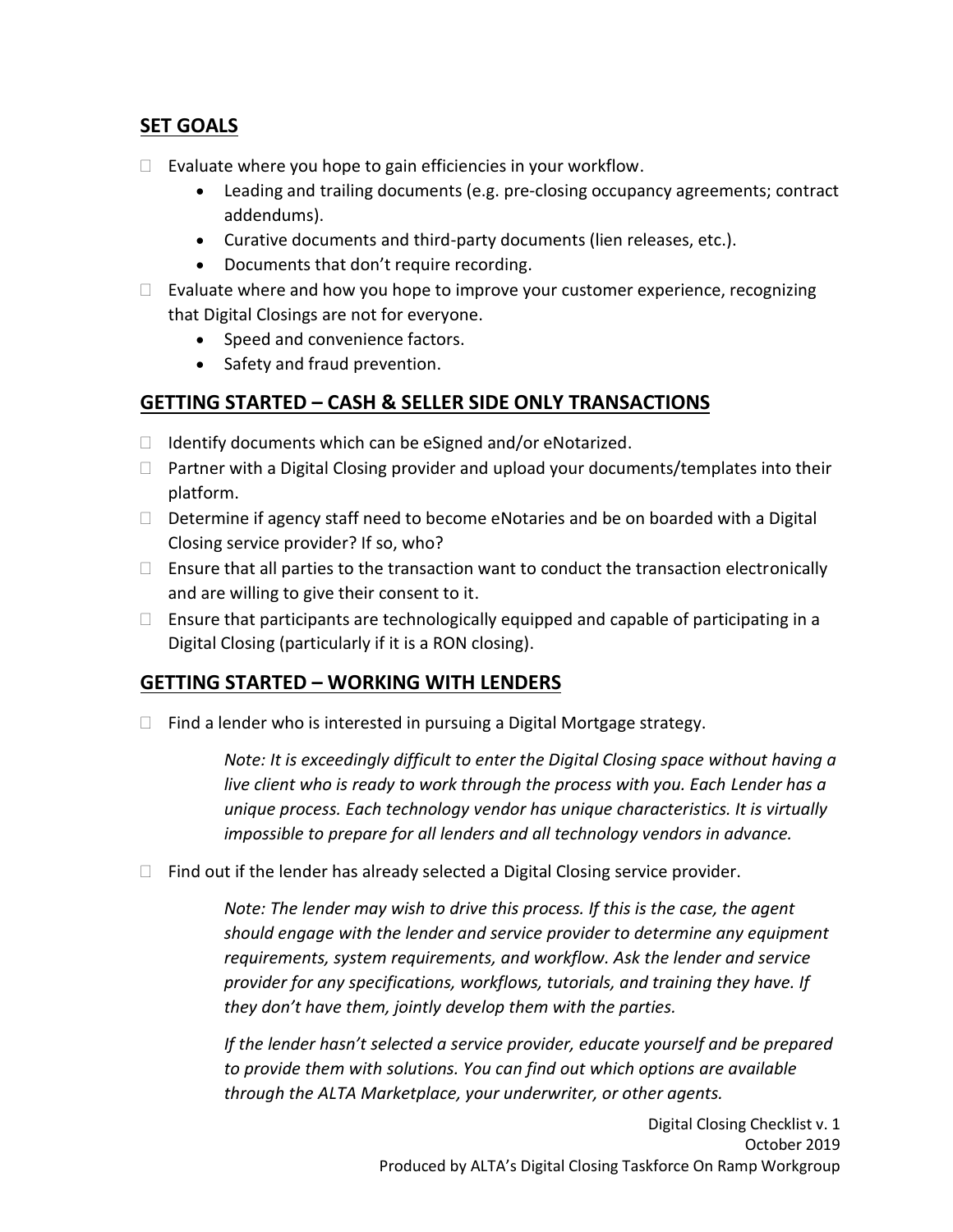## SET GOALS

- [ ] Evaluate where you hope to gain efficiencies in your workflow.
    - Leading and trailing documents (e.g. pre-closing occupancy agreements; contract addendums).
    - Curative documents and third-party documents (lien releases, etc.).
    - Documents that don't require recording.
- [ ] Evaluate where and how you hope to improve your customer experience, recognizing that Digital Closings are not for everyone.
    - Speed and convenience factors.
    - Safety and fraud prevention.

## GETTING STARTED – CASH & SELLER SIDE ONLY TRANSACTIONS

- [ ] Identify documents which can be eSigned and/or eNotarized.
- [ ] Partner with a Digital Closing provider and upload your documents/templates into their platform.
- [ ] Determine if agency staff need to become eNotaries and be on boarded with a Digital Closing service provider? If so, who?
- [ ] Ensure that all parties to the transaction want to conduct the transaction electronically and are willing to give their consent to it.
- [ ] Ensure that participants are technologically equipped and capable of participating in a Digital Closing (particularly if it is a RON closing).

## GETTING STARTED – WORKING WITH LENDERS

- [ ] Find a lender who is interested in pursuing a Digital Mortgage strategy.

    *Note: It is exceedingly difficult to enter the Digital Closing space without having a live client who is ready to work through the process with you. Each Lender has a unique process. Each technology vendor has unique characteristics. It is virtually impossible to prepare for all lenders and all technology vendors in advance.*

- [ ] Find out if the lender has already selected a Digital Closing service provider.

    *Note: The lender may wish to drive this process. If this is the case, the agent should engage with the lender and service provider to determine any equipment requirements, system requirements, and workflow. Ask the lender and service provider for any specifications, workflows, tutorials, and training they have. If they don't have them, jointly develop them with the parties.*

    *If the lender hasn't selected a service provider, educate yourself and be prepared to provide them with solutions. You can find out which options are available through the ALTA Marketplace, your underwriter, or other agents.*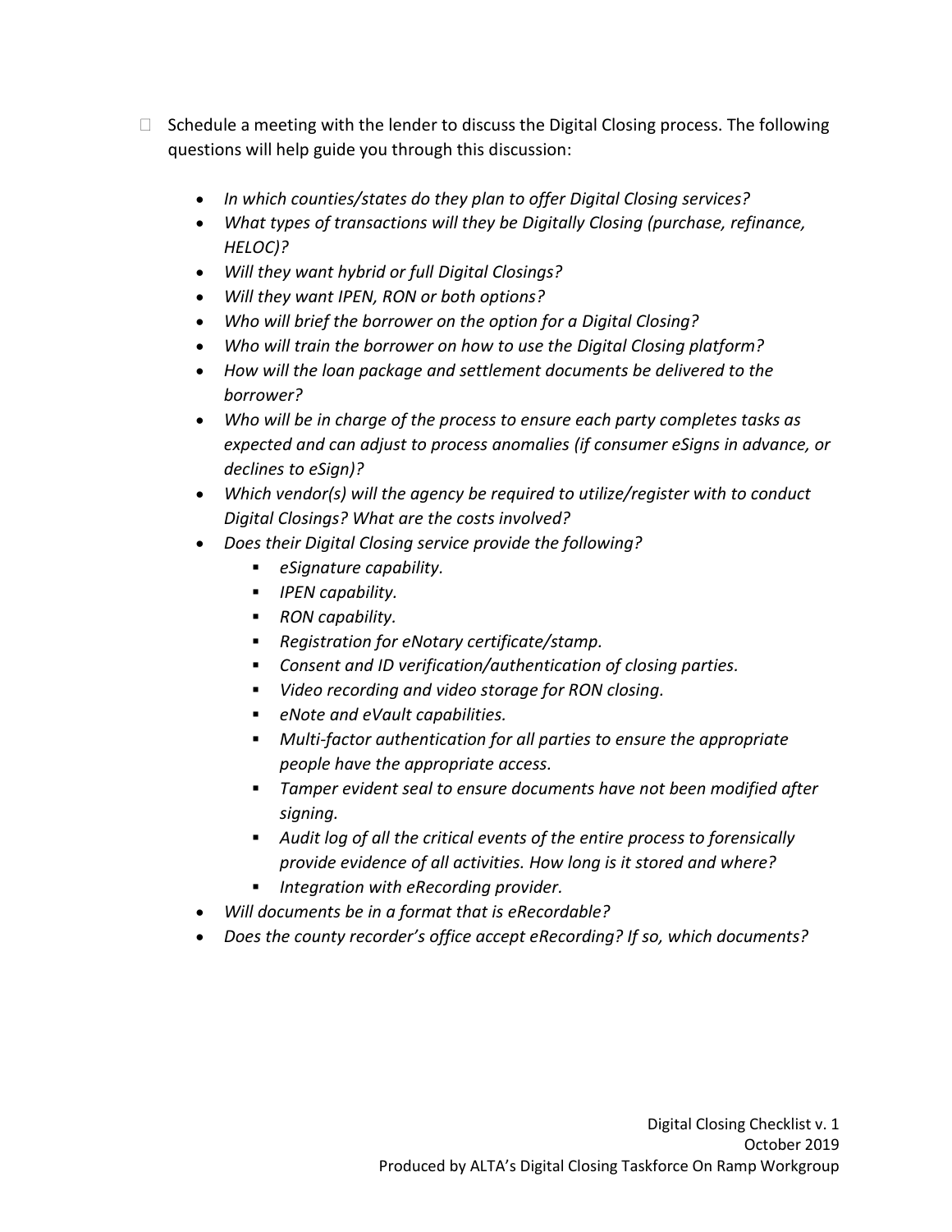- [ ] Schedule a meeting with the lender to discuss the Digital Closing process. The following questions will help guide you through this discussion:

    - *In which counties/states do they plan to offer Digital Closing services?*
    - *What types of transactions will they be Digitally Closing (purchase, refinance, HELOC)?*
    - *Will they want hybrid or full Digital Closings?*
    - *Will they want IPEN, RON or both options?*
    - *Who will brief the borrower on the option for a Digital Closing?*
    - *Who will train the borrower on how to use the Digital Closing platform?*
    - *How will the loan package and settlement documents be delivered to the borrower?*
    - *Who will be in charge of the process to ensure each party completes tasks as expected and can adjust to process anomalies (if consumer eSigns in advance, or declines to eSign)?*
    - *Which vendor(s) will the agency be required to utilize/register with to conduct Digital Closings? What are the costs involved?*
    - *Does their Digital Closing service provide the following?*
        - *eSignature capability.*
        - *IPEN capability.*
        - *RON capability.*
        - *Registration for eNotary certificate/stamp.*
        - *Consent and ID verification/authentication of closing parties.*
        - *Video recording and video storage for RON closing.*
        - *eNote and eVault capabilities.*
        - *Multi-factor authentication for all parties to ensure the appropriate people have the appropriate access.*
        - *Tamper evident seal to ensure documents have not been modified after signing.*
        - *Audit log of all the critical events of the entire process to forensically provide evidence of all activities. How long is it stored and where?*
        - *Integration with eRecording provider.*
    - *Will documents be in a format that is eRecordable?*
    - *Does the county recorder's office accept eRecording? If so, which documents?*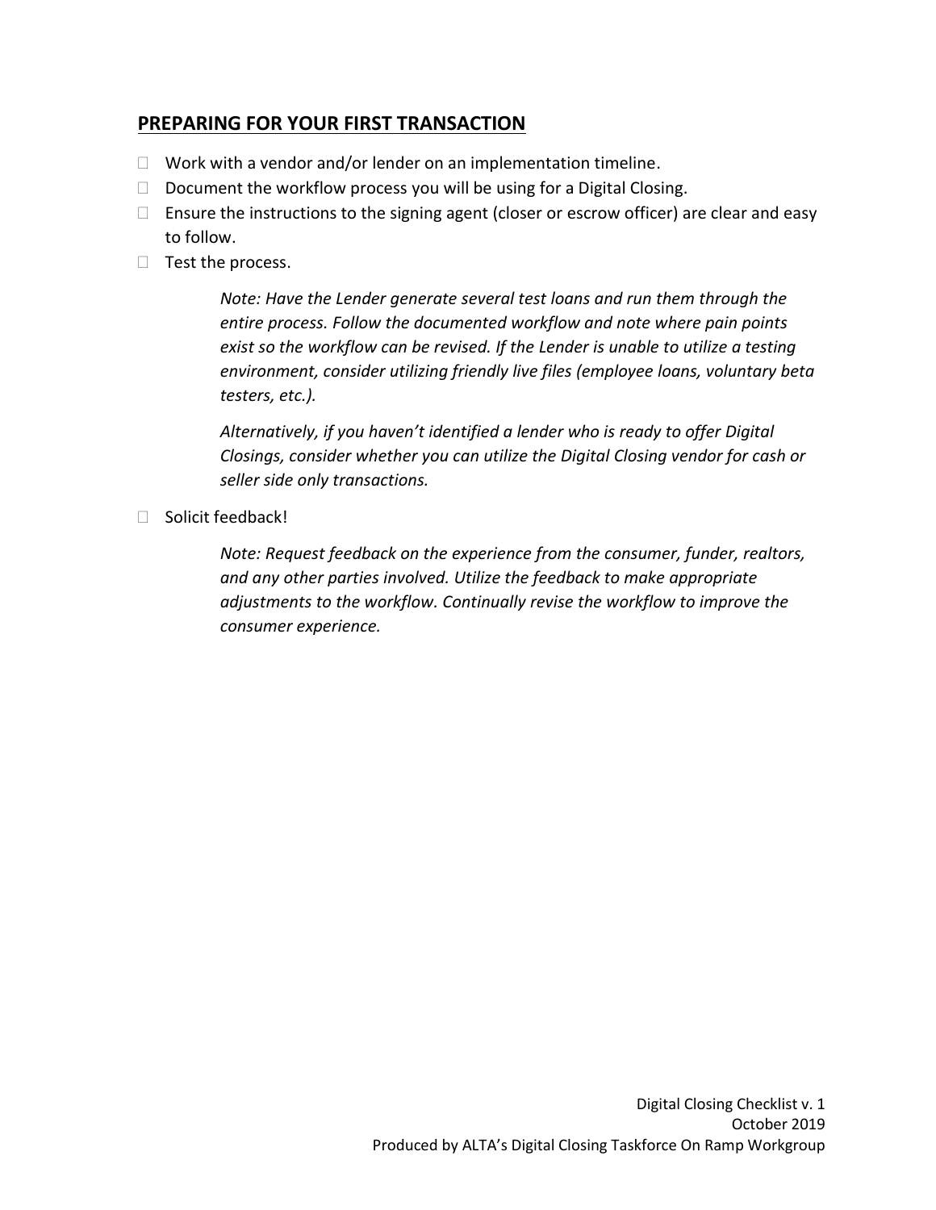## PREPARING FOR YOUR FIRST TRANSACTION

- [ ] Work with a vendor and/or lender on an implementation timeline.
- [ ] Document the workflow process you will be using for a Digital Closing.
- [ ] Ensure the instructions to the signing agent (closer or escrow officer) are clear and easy to follow.
- [ ] Test the process.

  *Note: Have the Lender generate several test loans and run them through the entire process. Follow the documented workflow and note where pain points exist so the workflow can be revised. If the Lender is unable to utilize a testing environment, consider utilizing friendly live files (employee loans, voluntary beta testers, etc.).*

  *Alternatively, if you haven't identified a lender who is ready to offer Digital Closings, consider whether you can utilize the Digital Closing vendor for cash or seller side only transactions.*

- [ ] Solicit feedback!

  *Note: Request feedback on the experience from the consumer, funder, realtors, and any other parties involved. Utilize the feedback to make appropriate adjustments to the workflow. Continually revise the workflow to improve the consumer experience.*